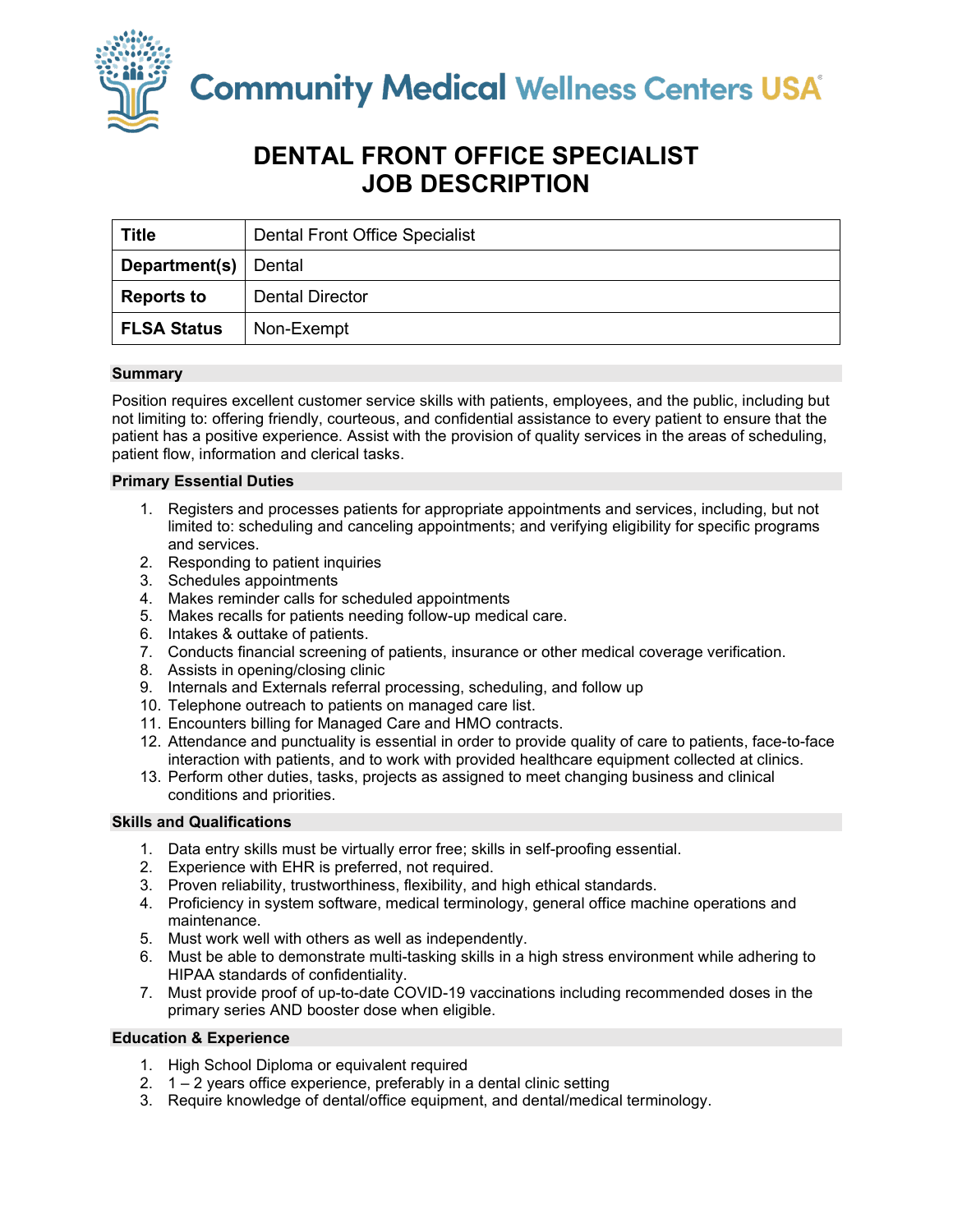Community Medical Wellness Centers USA

# DENTAL FRONT OFFICE SPECIALIST
# JOB DESCRIPTION

| **Title** | Dental Front Office Specialist |
|---|---|
| **Department(s)** | Dental |
| **Reports to** | Dental Director |
| **FLSA Status** | Non-Exempt |

## Summary

Position requires excellent customer service skills with patients, employees, and the public, including but not limiting to: offering friendly, courteous, and confidential assistance to every patient to ensure that the patient has a positive experience. Assist with the provision of quality services in the areas of scheduling, patient flow, information and clerical tasks.

## Primary Essential Duties

1. Registers and processes patients for appropriate appointments and services, including, but not limited to: scheduling and canceling appointments; and verifying eligibility for specific programs and services.
2. Responding to patient inquiries
3. Schedules appointments
4. Makes reminder calls for scheduled appointments
5. Makes recalls for patients needing follow-up medical care.
6. Intakes & outtake of patients.
7. Conducts financial screening of patients, insurance or other medical coverage verification.
8. Assists in opening/closing clinic
9. Internals and Externals referral processing, scheduling, and follow up
10. Telephone outreach to patients on managed care list.
11. Encounters billing for Managed Care and HMO contracts.
12. Attendance and punctuality is essential in order to provide quality of care to patients, face-to-face interaction with patients, and to work with provided healthcare equipment collected at clinics.
13. Perform other duties, tasks, projects as assigned to meet changing business and clinical conditions and priorities.

## Skills and Qualifications

1. Data entry skills must be virtually error free; skills in self-proofing essential.
2. Experience with EHR is preferred, not required.
3. Proven reliability, trustworthiness, flexibility, and high ethical standards.
4. Proficiency in system software, medical terminology, general office machine operations and maintenance.
5. Must work well with others as well as independently.
6. Must be able to demonstrate multi-tasking skills in a high stress environment while adhering to HIPAA standards of confidentiality.
7. Must provide proof of up-to-date COVID-19 vaccinations including recommended doses in the primary series AND booster dose when eligible.

## Education & Experience

1. High School Diploma or equivalent required
2. 1 – 2 years office experience, preferably in a dental clinic setting
3. Require knowledge of dental/office equipment, and dental/medical terminology.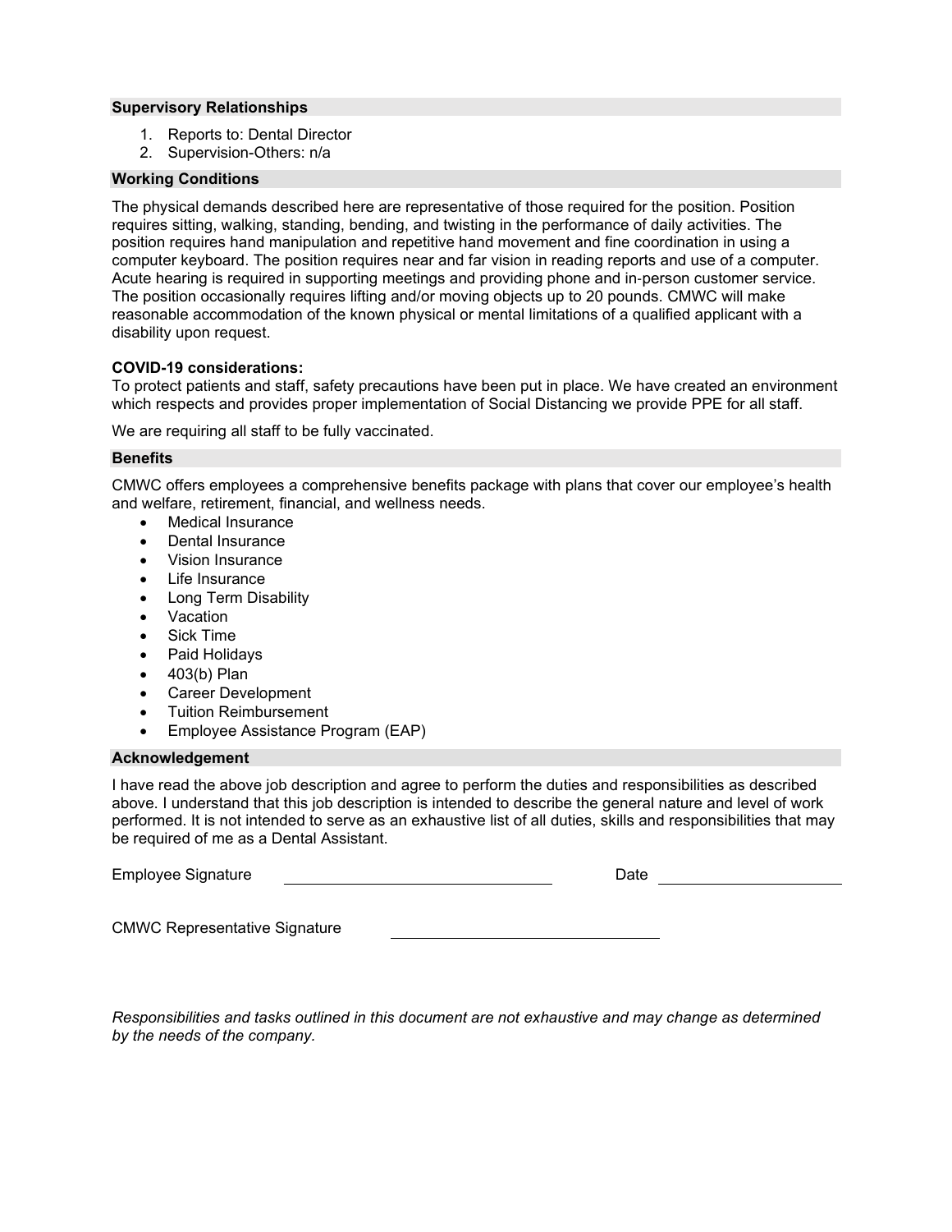## Supervisory Relationships

1. Reports to: Dental Director
2. Supervision-Others: n/a

## Working Conditions

The physical demands described here are representative of those required for the position. Position requires sitting, walking, standing, bending, and twisting in the performance of daily activities. The position requires hand manipulation and repetitive hand movement and fine coordination in using a computer keyboard. The position requires near and far vision in reading reports and use of a computer. Acute hearing is required in supporting meetings and providing phone and in-person customer service. The position occasionally requires lifting and/or moving objects up to 20 pounds. CMWC will make reasonable accommodation of the known physical or mental limitations of a qualified applicant with a disability upon request.

**COVID-19 considerations:**
To protect patients and staff, safety precautions have been put in place. We have created an environment which respects and provides proper implementation of Social Distancing we provide PPE for all staff.

We are requiring all staff to be fully vaccinated.

## Benefits

CMWC offers employees a comprehensive benefits package with plans that cover our employee's health and welfare, retirement, financial, and wellness needs.

- Medical Insurance
- Dental Insurance
- Vision Insurance
- Life Insurance
- Long Term Disability
- Vacation
- Sick Time
- Paid Holidays
- 403(b) Plan
- Career Development
- Tuition Reimbursement
- Employee Assistance Program (EAP)

## Acknowledgement

I have read the above job description and agree to perform the duties and responsibilities as described above. I understand that this job description is intended to describe the general nature and level of work performed. It is not intended to serve as an exhaustive list of all duties, skills and responsibilities that may be required of me as a Dental Assistant.

Employee Signature ______________________________ Date ____________________

CMWC Representative Signature ______________________________

*Responsibilities and tasks outlined in this document are not exhaustive and may change as determined by the needs of the company.*